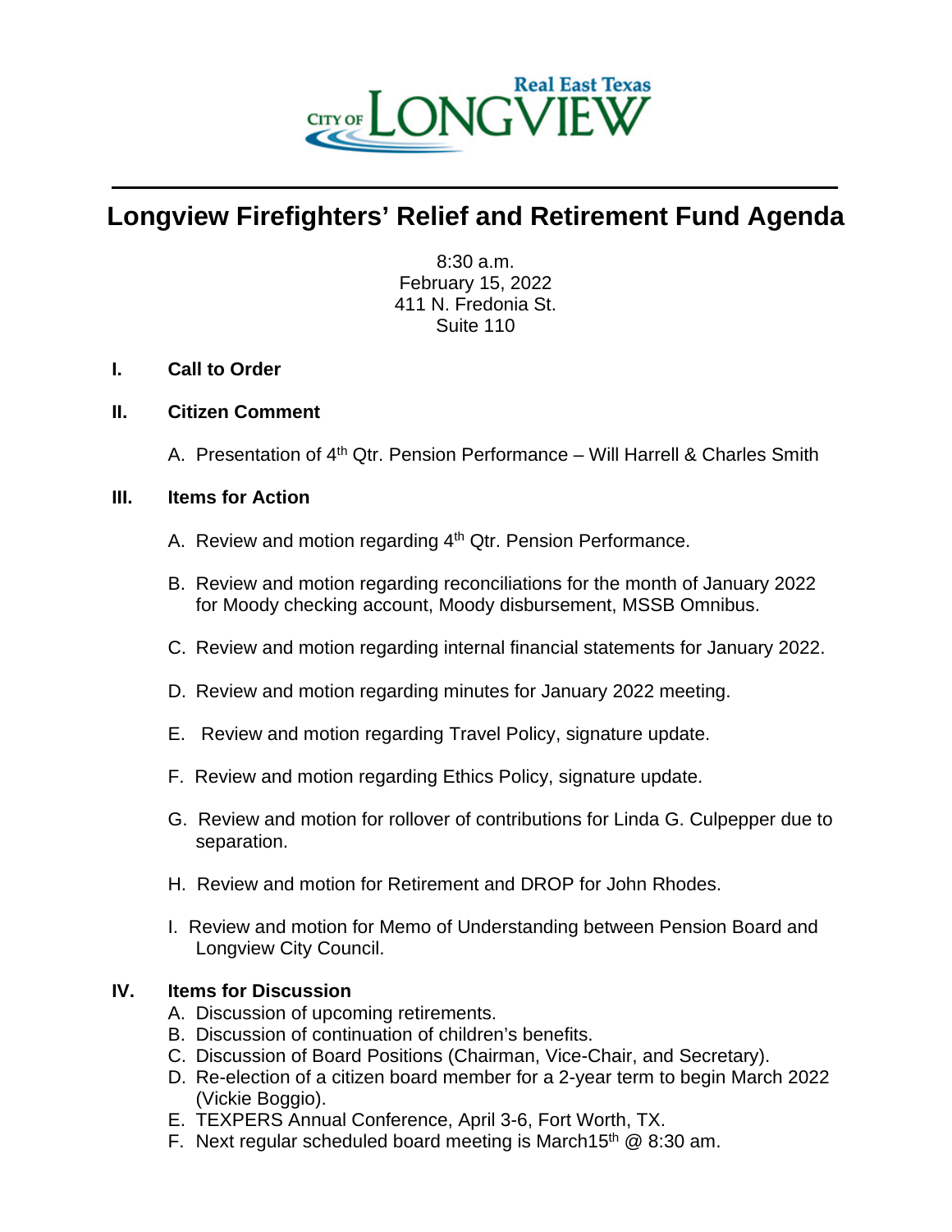# Longview Firefighters' Relief and Retirement Fund Agenda

8:30 a.m.
February 15, 2022
411 N. Fredonia St.
Suite 110

**I. Call to Order**

**II. Citizen Comment**

A. Presentation of 4th Qtr. Pension Performance – Will Harrell & Charles Smith

**III. Items for Action**

A. Review and motion regarding 4th Qtr. Pension Performance.

B. Review and motion regarding reconciliations for the month of January 2022 for Moody checking account, Moody disbursement, MSSB Omnibus.

C. Review and motion regarding internal financial statements for January 2022.

D. Review and motion regarding minutes for January 2022 meeting.

E. Review and motion regarding Travel Policy, signature update.

F. Review and motion regarding Ethics Policy, signature update.

G. Review and motion for rollover of contributions for Linda G. Culpepper due to separation.

H. Review and motion for Retirement and DROP for John Rhodes.

I. Review and motion for Memo of Understanding between Pension Board and Longview City Council.

**IV. Items for Discussion**

A. Discussion of upcoming retirements.
B. Discussion of continuation of children's benefits.
C. Discussion of Board Positions (Chairman, Vice-Chair, and Secretary).
D. Re-election of a citizen board member for a 2-year term to begin March 2022 (Vickie Boggio).
E. TEXPERS Annual Conference, April 3-6, Fort Worth, TX.
F. Next regular scheduled board meeting is March15th @ 8:30 am.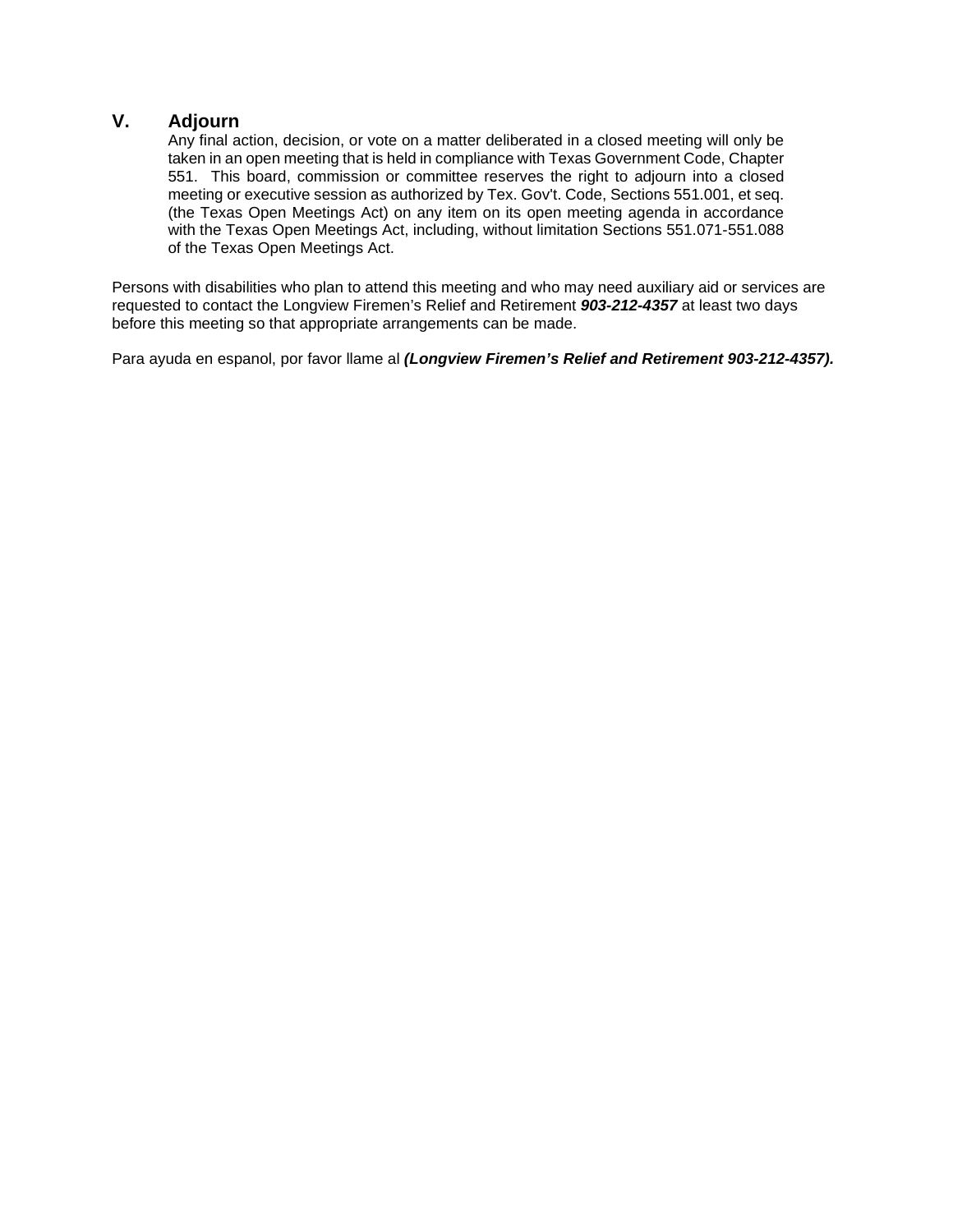## V. Adjourn

Any final action, decision, or vote on a matter deliberated in a closed meeting will only be taken in an open meeting that is held in compliance with Texas Government Code, Chapter 551. This board, commission or committee reserves the right to adjourn into a closed meeting or executive session as authorized by Tex. Gov't. Code, Sections 551.001, et seq. (the Texas Open Meetings Act) on any item on its open meeting agenda in accordance with the Texas Open Meetings Act, including, without limitation Sections 551.071-551.088 of the Texas Open Meetings Act.

Persons with disabilities who plan to attend this meeting and who may need auxiliary aid or services are requested to contact the Longview Firemen's Relief and Retirement ***903-212-4357*** at least two days before this meeting so that appropriate arrangements can be made.

Para ayuda en espanol, por favor llame al ***(Longview Firemen's Relief and Retirement 903-212-4357).***